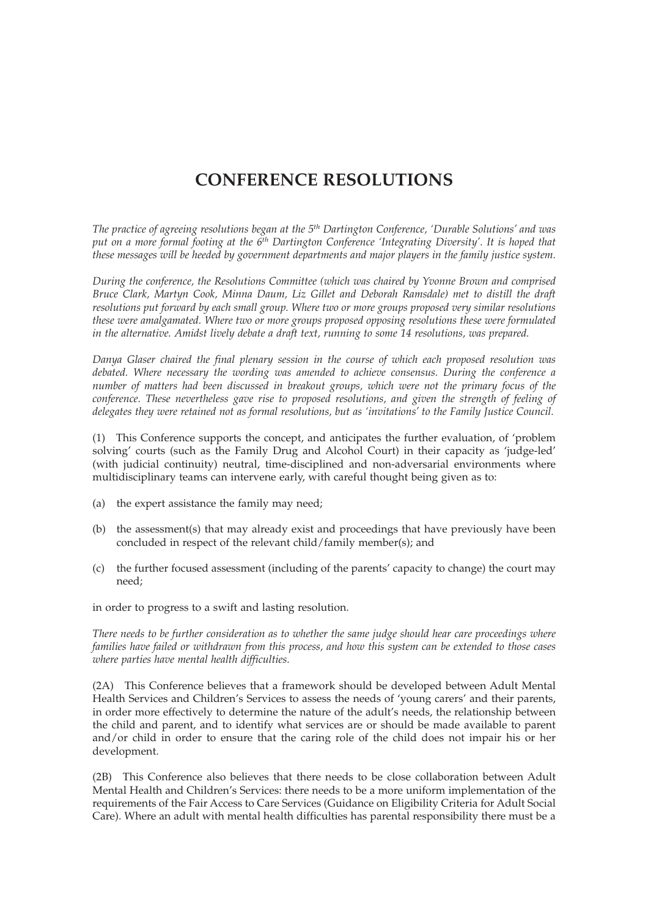# CONFERENCE RESOLUTIONS

*The practice of agreeing resolutions began at the 5th Dartington Conference, 'Durable Solutions' and was put on a more formal footing at the 6th Dartington Conference 'Integrating Diversity'. It is hoped that these messages will be heeded by government departments and major players in the family justice system.*

*During the conference, the Resolutions Committee (which was chaired by Yvonne Brown and comprised Bruce Clark, Martyn Cook, Minna Daum, Liz Gillet and Deborah Ramsdale) met to distill the draft resolutions put forward by each small group. Where two or more groups proposed very similar resolutions these were amalgamated. Where two or more groups proposed opposing resolutions these were formulated in the alternative. Amidst lively debate a draft text, running to some 14 resolutions, was prepared.*

*Danya Glaser chaired the final plenary session in the course of which each proposed resolution was debated. Where necessary the wording was amended to achieve consensus. During the conference a number of matters had been discussed in breakout groups, which were not the primary focus of the conference. These nevertheless gave rise to proposed resolutions, and given the strength of feeling of delegates they were retained not as formal resolutions, but as 'invitations' to the Family Justice Council.*

(1) This Conference supports the concept, and anticipates the further evaluation, of 'problem solving' courts (such as the Family Drug and Alcohol Court) in their capacity as 'judge-led' (with judicial continuity) neutral, time-disciplined and non-adversarial environments where multidisciplinary teams can intervene early, with careful thought being given as to:

(a) the expert assistance the family may need;

(b) the assessment(s) that may already exist and proceedings that have previously have been concluded in respect of the relevant child/family member(s); and

(c) the further focused assessment (including of the parents' capacity to change) the court may need;

in order to progress to a swift and lasting resolution.

*There needs to be further consideration as to whether the same judge should hear care proceedings where families have failed or withdrawn from this process, and how this system can be extended to those cases where parties have mental health difficulties.*

(2A) This Conference believes that a framework should be developed between Adult Mental Health Services and Children's Services to assess the needs of 'young carers' and their parents, in order more effectively to determine the nature of the adult's needs, the relationship between the child and parent, and to identify what services are or should be made available to parent and/or child in order to ensure that the caring role of the child does not impair his or her development.

(2B) This Conference also believes that there needs to be close collaboration between Adult Mental Health and Children's Services: there needs to be a more uniform implementation of the requirements of the Fair Access to Care Services (Guidance on Eligibility Criteria for Adult Social Care). Where an adult with mental health difficulties has parental responsibility there must be a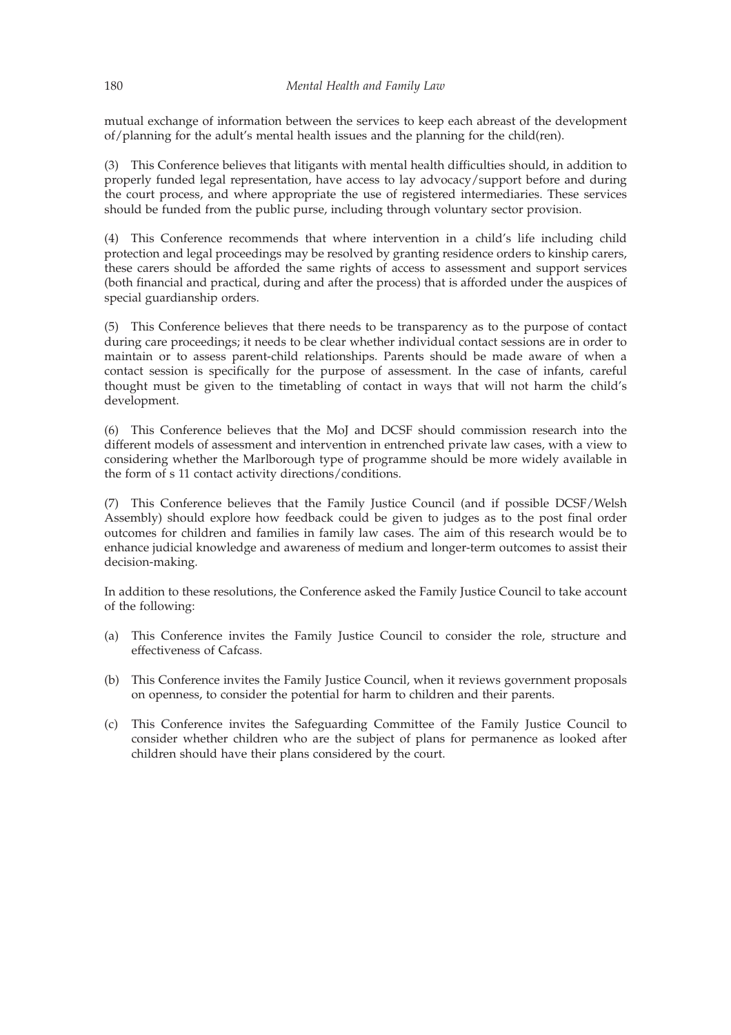mutual exchange of information between the services to keep each abreast of the development of/planning for the adult's mental health issues and the planning for the child(ren).

(3) This Conference believes that litigants with mental health difficulties should, in addition to properly funded legal representation, have access to lay advocacy/support before and during the court process, and where appropriate the use of registered intermediaries. These services should be funded from the public purse, including through voluntary sector provision.

(4) This Conference recommends that where intervention in a child's life including child protection and legal proceedings may be resolved by granting residence orders to kinship carers, these carers should be afforded the same rights of access to assessment and support services (both financial and practical, during and after the process) that is afforded under the auspices of special guardianship orders.

(5) This Conference believes that there needs to be transparency as to the purpose of contact during care proceedings; it needs to be clear whether individual contact sessions are in order to maintain or to assess parent-child relationships. Parents should be made aware of when a contact session is specifically for the purpose of assessment. In the case of infants, careful thought must be given to the timetabling of contact in ways that will not harm the child's development.

(6) This Conference believes that the MoJ and DCSF should commission research into the different models of assessment and intervention in entrenched private law cases, with a view to considering whether the Marlborough type of programme should be more widely available in the form of s 11 contact activity directions/conditions.

(7) This Conference believes that the Family Justice Council (and if possible DCSF/Welsh Assembly) should explore how feedback could be given to judges as to the post final order outcomes for children and families in family law cases. The aim of this research would be to enhance judicial knowledge and awareness of medium and longer-term outcomes to assist their decision-making.

In addition to these resolutions, the Conference asked the Family Justice Council to take account of the following:

(a) This Conference invites the Family Justice Council to consider the role, structure and effectiveness of Cafcass.

(b) This Conference invites the Family Justice Council, when it reviews government proposals on openness, to consider the potential for harm to children and their parents.

(c) This Conference invites the Safeguarding Committee of the Family Justice Council to consider whether children who are the subject of plans for permanence as looked after children should have their plans considered by the court.